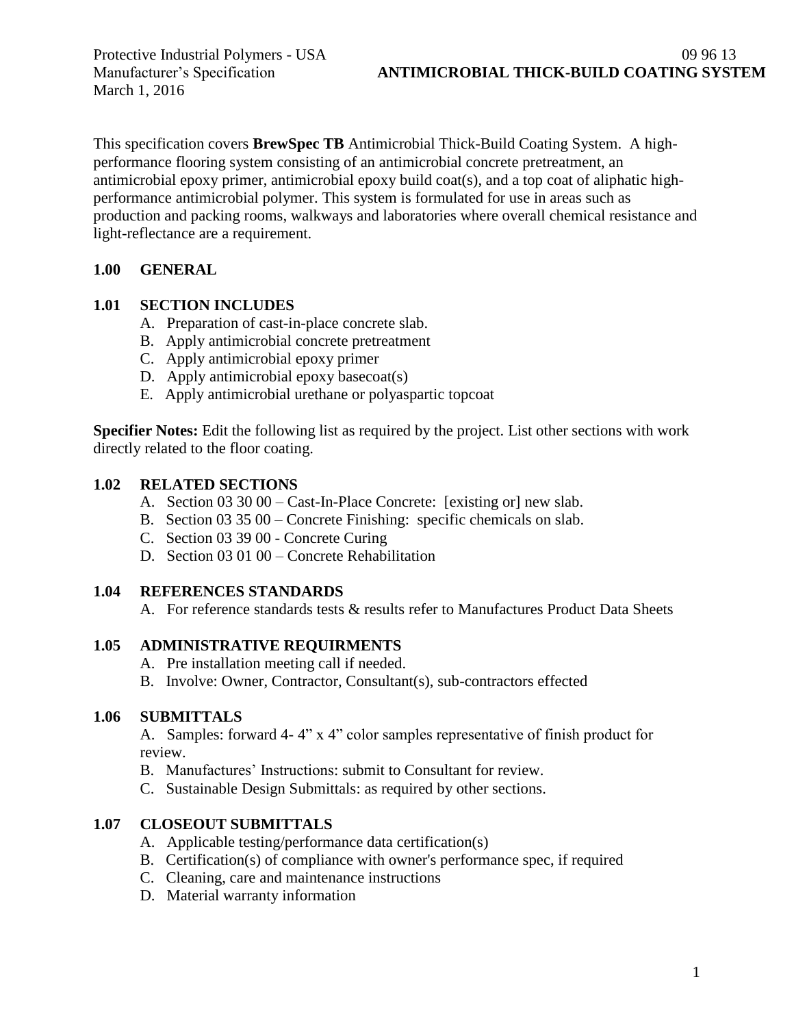Protective Industrial Polymers - USA

Manufacturer's Specification

March 1, 2016

09 96 13

**ANTIMICROBIAL THICK-BUILD COATING SYSTEM**

This specification covers **BrewSpec TB** Antimicrobial Thick-Build Coating System. A high-performance flooring system consisting of an antimicrobial concrete pretreatment, an antimicrobial epoxy primer, antimicrobial epoxy build coat(s), and a top coat of aliphatic high-performance antimicrobial polymer. This system is formulated for use in areas such as production and packing rooms, walkways and laboratories where overall chemical resistance and light-reflectance are a requirement.

## 1.00 GENERAL

### 1.01 SECTION INCLUDES

A. Preparation of cast-in-place concrete slab.
B. Apply antimicrobial concrete pretreatment
C. Apply antimicrobial epoxy primer
D. Apply antimicrobial epoxy basecoat(s)
E. Apply antimicrobial urethane or polyaspartic topcoat

**Specifier Notes:** Edit the following list as required by the project. List other sections with work directly related to the floor coating.

### 1.02 RELATED SECTIONS

A. Section 03 30 00 – Cast-In-Place Concrete: [existing or] new slab.
B. Section 03 35 00 – Concrete Finishing: specific chemicals on slab.
C. Section 03 39 00 - Concrete Curing
D. Section 03 01 00 – Concrete Rehabilitation

### 1.04 REFERENCES STANDARDS

A. For reference standards tests & results refer to Manufactures Product Data Sheets

### 1.05 ADMINISTRATIVE REQUIRMENTS

A. Pre installation meeting call if needed.
B. Involve: Owner, Contractor, Consultant(s), sub-contractors effected

### 1.06 SUBMITTALS

A. Samples: forward 4- 4" x 4" color samples representative of finish product for review.
B. Manufactures' Instructions: submit to Consultant for review.
C. Sustainable Design Submittals: as required by other sections.

### 1.07 CLOSEOUT SUBMITTALS

A. Applicable testing/performance data certification(s)
B. Certification(s) of compliance with owner's performance spec, if required
C. Cleaning, care and maintenance instructions
D. Material warranty information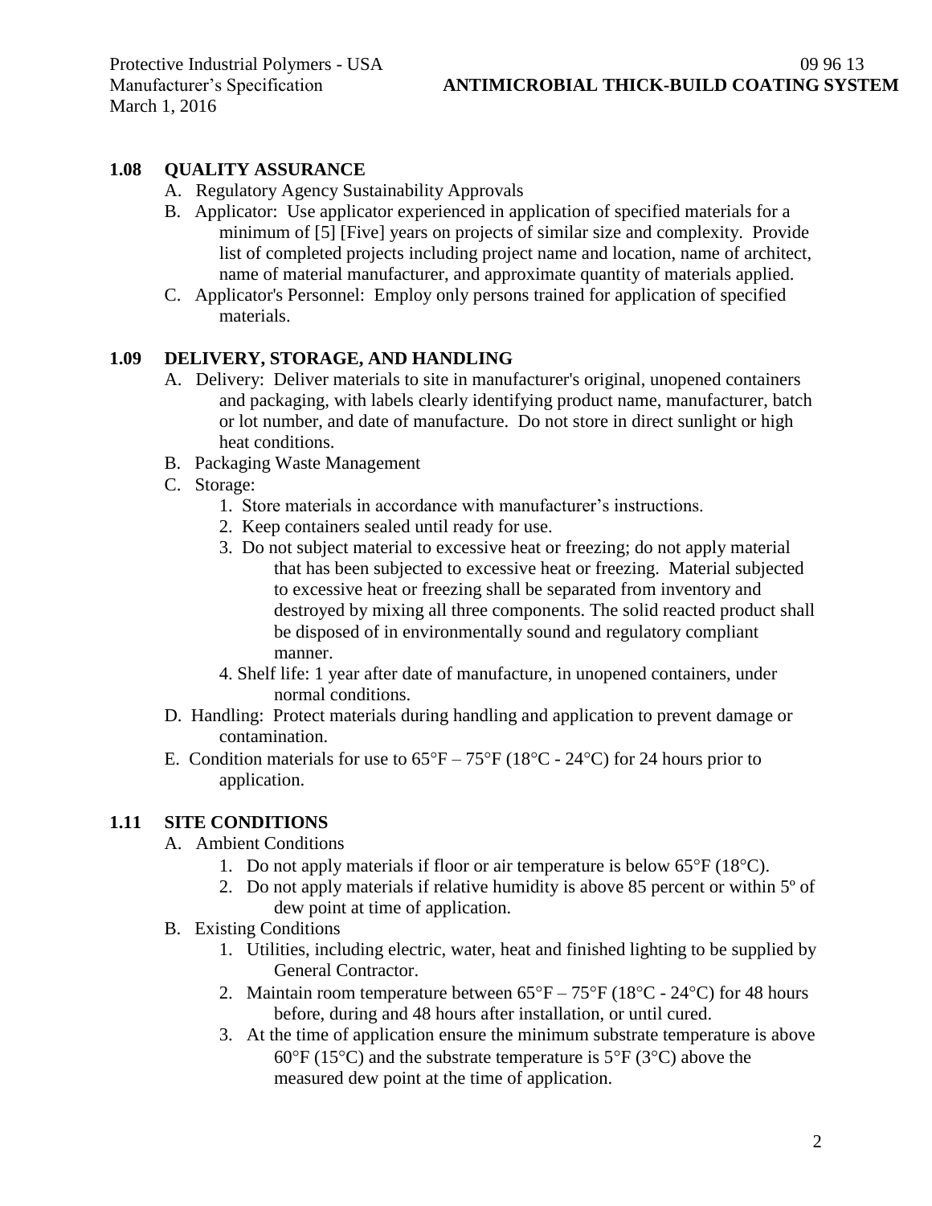## 1.08 QUALITY ASSURANCE

A. Regulatory Agency Sustainability Approvals

B. Applicator: Use applicator experienced in application of specified materials for a minimum of [5] [Five] years on projects of similar size and complexity. Provide list of completed projects including project name and location, name of architect, name of material manufacturer, and approximate quantity of materials applied.

C. Applicator's Personnel: Employ only persons trained for application of specified materials.

## 1.09 DELIVERY, STORAGE, AND HANDLING

A. Delivery: Deliver materials to site in manufacturer's original, unopened containers and packaging, with labels clearly identifying product name, manufacturer, batch or lot number, and date of manufacture. Do not store in direct sunlight or high heat conditions.

B. Packaging Waste Management

C. Storage:

1. Store materials in accordance with manufacturer's instructions.
2. Keep containers sealed until ready for use.
3. Do not subject material to excessive heat or freezing; do not apply material that has been subjected to excessive heat or freezing. Material subjected to excessive heat or freezing shall be separated from inventory and destroyed by mixing all three components. The solid reacted product shall be disposed of in environmentally sound and regulatory compliant manner.
4. Shelf life: 1 year after date of manufacture, in unopened containers, under normal conditions.

D. Handling: Protect materials during handling and application to prevent damage or contamination.

E. Condition materials for use to 65°F – 75°F (18°C - 24°C) for 24 hours prior to application.

## 1.11 SITE CONDITIONS

A. Ambient Conditions

1. Do not apply materials if floor or air temperature is below 65°F (18°C).
2. Do not apply materials if relative humidity is above 85 percent or within 5º of dew point at time of application.

B. Existing Conditions

1. Utilities, including electric, water, heat and finished lighting to be supplied by General Contractor.
2. Maintain room temperature between 65°F – 75°F (18°C - 24°C) for 48 hours before, during and 48 hours after installation, or until cured.
3. At the time of application ensure the minimum substrate temperature is above 60°F (15°C) and the substrate temperature is 5°F (3°C) above the measured dew point at the time of application.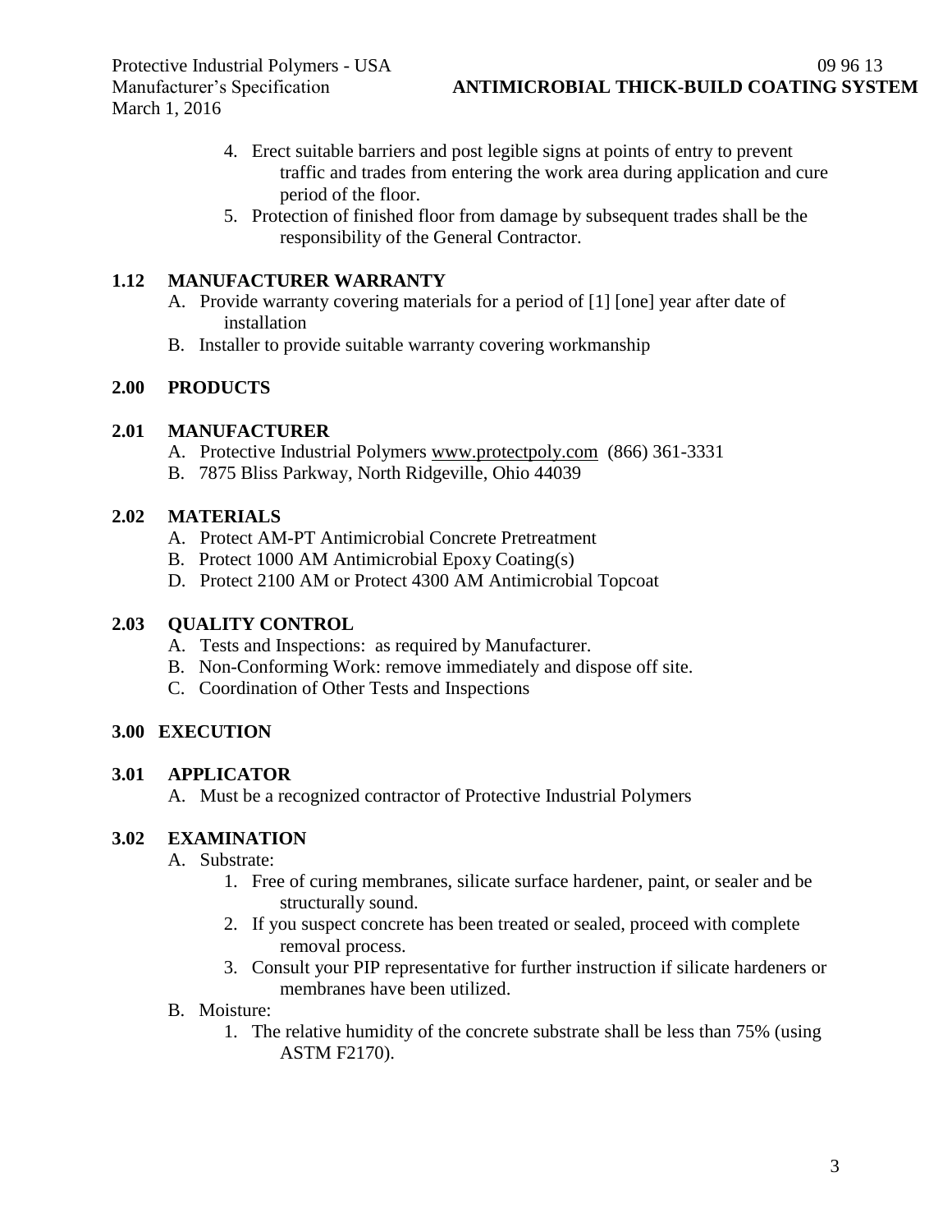4. Erect suitable barriers and post legible signs at points of entry to prevent traffic and trades from entering the work area during application and cure period of the floor.
5. Protection of finished floor from damage by subsequent trades shall be the responsibility of the General Contractor.

## 1.12 MANUFACTURER WARRANTY

A. Provide warranty covering materials for a period of [1] [one] year after date of installation
B. Installer to provide suitable warranty covering workmanship

# 2.00 PRODUCTS

## 2.01 MANUFACTURER

A. Protective Industrial Polymers www.protectpoly.com (866) 361-3331
B. 7875 Bliss Parkway, North Ridgeville, Ohio 44039

## 2.02 MATERIALS

A. Protect AM-PT Antimicrobial Concrete Pretreatment
B. Protect 1000 AM Antimicrobial Epoxy Coating(s)
D. Protect 2100 AM or Protect 4300 AM Antimicrobial Topcoat

## 2.03 QUALITY CONTROL

A. Tests and Inspections: as required by Manufacturer.
B. Non-Conforming Work: remove immediately and dispose off site.
C. Coordination of Other Tests and Inspections

# 3.00 EXECUTION

## 3.01 APPLICATOR

A. Must be a recognized contractor of Protective Industrial Polymers

## 3.02 EXAMINATION

A. Substrate:
   1. Free of curing membranes, silicate surface hardener, paint, or sealer and be structurally sound.
   2. If you suspect concrete has been treated or sealed, proceed with complete removal process.
   3. Consult your PIP representative for further instruction if silicate hardeners or membranes have been utilized.
B. Moisture:
   1. The relative humidity of the concrete substrate shall be less than 75% (using ASTM F2170).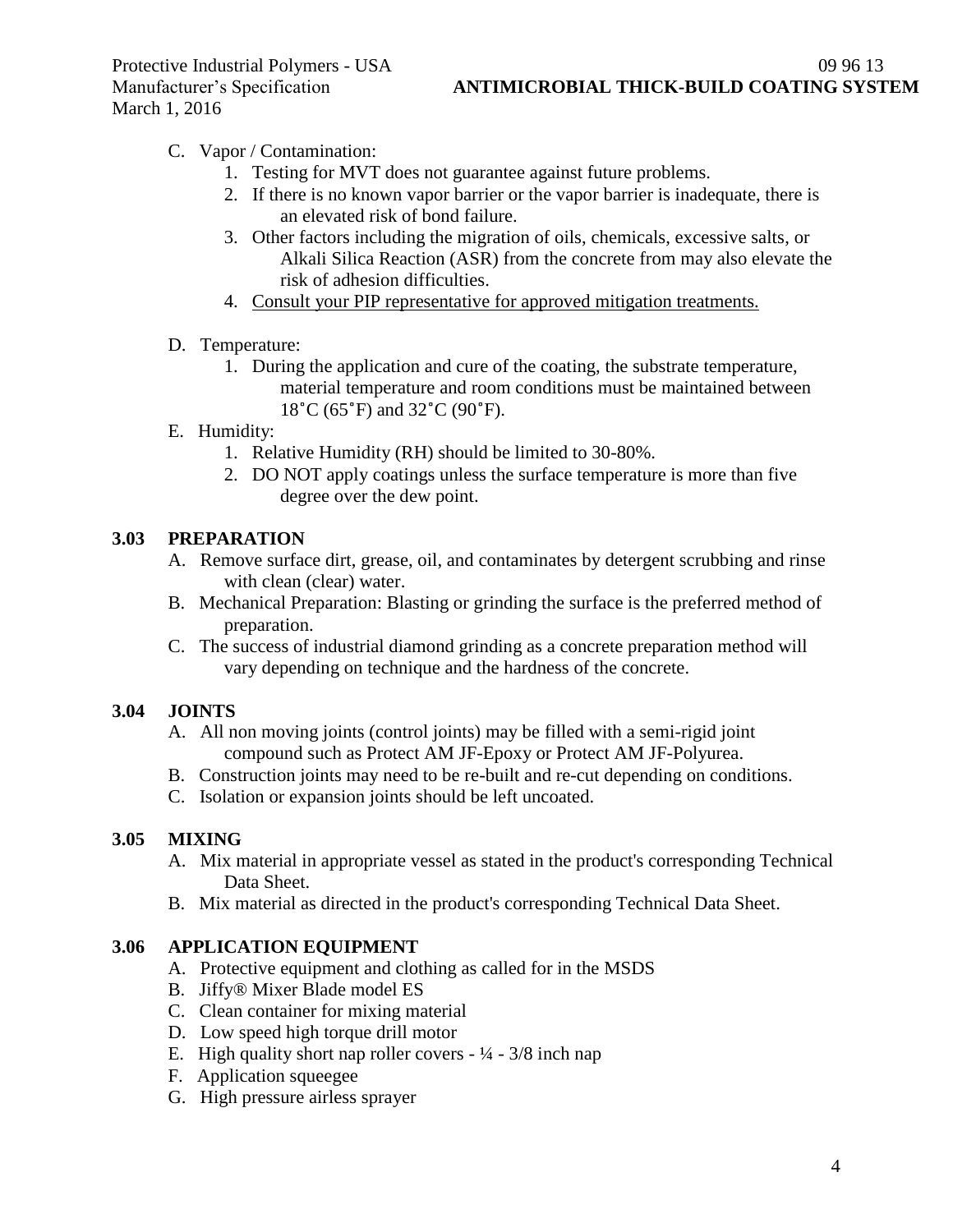C. Vapor / Contamination:
   1. Testing for MVT does not guarantee against future problems.
   2. If there is no known vapor barrier or the vapor barrier is inadequate, there is an elevated risk of bond failure.
   3. Other factors including the migration of oils, chemicals, excessive salts, or Alkali Silica Reaction (ASR) from the concrete from may also elevate the risk of adhesion difficulties.
   4. Consult your PIP representative for approved mitigation treatments.

D. Temperature:
   1. During the application and cure of the coating, the substrate temperature, material temperature and room conditions must be maintained between 18˚C (65˚F) and 32˚C (90˚F).

E. Humidity:
   1. Relative Humidity (RH) should be limited to 30-80%.
   2. DO NOT apply coatings unless the surface temperature is more than five degree over the dew point.

### 3.03 PREPARATION

A. Remove surface dirt, grease, oil, and contaminates by detergent scrubbing and rinse with clean (clear) water.

B. Mechanical Preparation: Blasting or grinding the surface is the preferred method of preparation.

C. The success of industrial diamond grinding as a concrete preparation method will vary depending on technique and the hardness of the concrete.

### 3.04 JOINTS

A. All non moving joints (control joints) may be filled with a semi-rigid joint compound such as Protect AM JF-Epoxy or Protect AM JF-Polyurea.

B. Construction joints may need to be re-built and re-cut depending on conditions.

C. Isolation or expansion joints should be left uncoated.

### 3.05 MIXING

A. Mix material in appropriate vessel as stated in the product's corresponding Technical Data Sheet.

B. Mix material as directed in the product's corresponding Technical Data Sheet.

### 3.06 APPLICATION EQUIPMENT

A. Protective equipment and clothing as called for in the MSDS

B. Jiffy® Mixer Blade model ES

C. Clean container for mixing material

D. Low speed high torque drill motor

E. High quality short nap roller covers - ¼ - 3/8 inch nap

F. Application squeegee

G. High pressure airless sprayer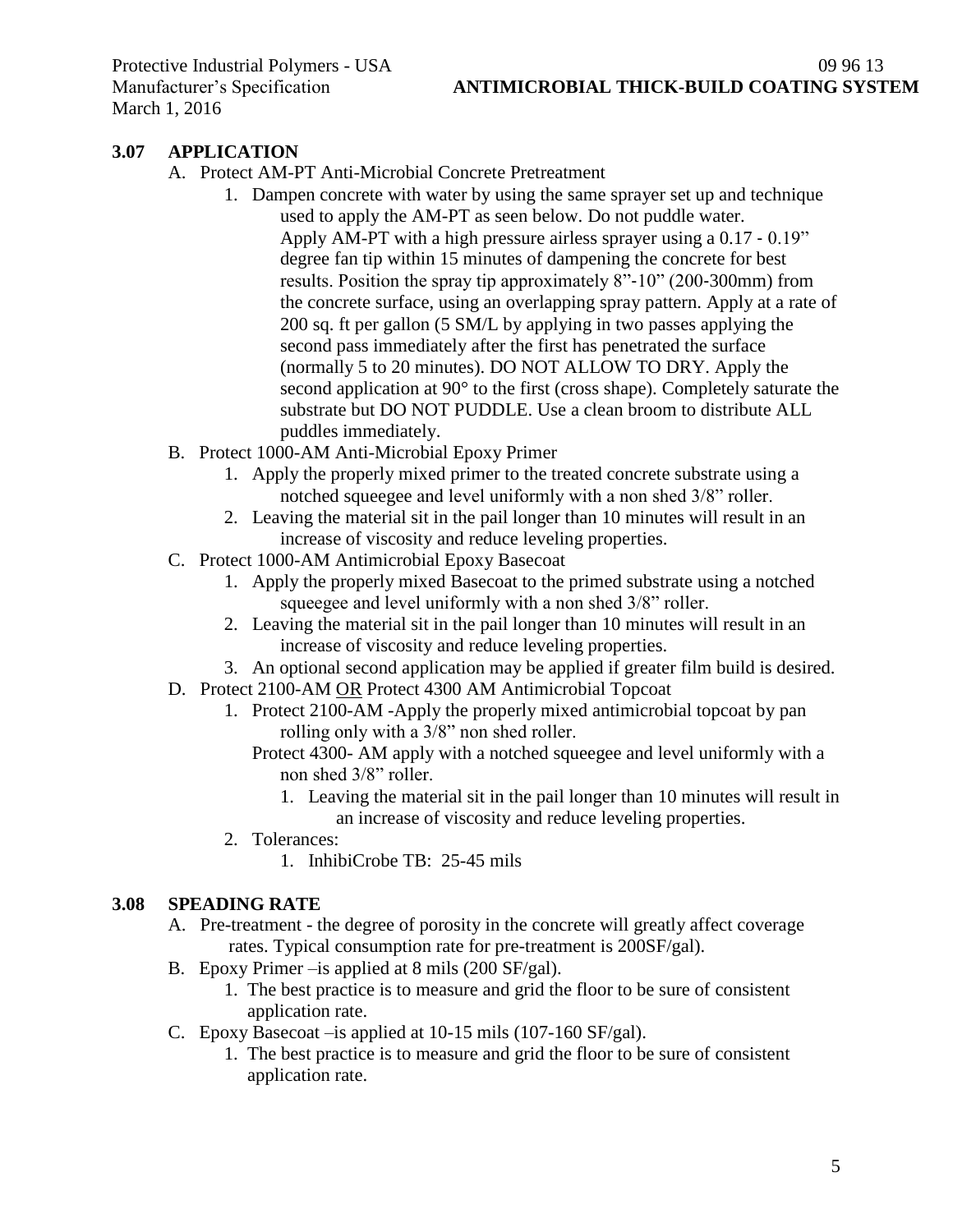### 3.07 APPLICATION

A. Protect AM-PT Anti-Microbial Concrete Pretreatment
   1. Dampen concrete with water by using the same sprayer set up and technique used to apply the AM-PT as seen below. Do not puddle water. Apply AM-PT with a high pressure airless sprayer using a 0.17 - 0.19" degree fan tip within 15 minutes of dampening the concrete for best results. Position the spray tip approximately 8"-10" (200-300mm) from the concrete surface, using an overlapping spray pattern. Apply at a rate of 200 sq. ft per gallon (5 SM/L by applying in two passes applying the second pass immediately after the first has penetrated the surface (normally 5 to 20 minutes). DO NOT ALLOW TO DRY. Apply the second application at 90° to the first (cross shape). Completely saturate the substrate but DO NOT PUDDLE. Use a clean broom to distribute ALL puddles immediately.

B. Protect 1000-AM Anti-Microbial Epoxy Primer
   1. Apply the properly mixed primer to the treated concrete substrate using a notched squeegee and level uniformly with a non shed 3/8" roller.
   2. Leaving the material sit in the pail longer than 10 minutes will result in an increase of viscosity and reduce leveling properties.

C. Protect 1000-AM Antimicrobial Epoxy Basecoat
   1. Apply the properly mixed Basecoat to the primed substrate using a notched squeegee and level uniformly with a non shed 3/8" roller.
   2. Leaving the material sit in the pail longer than 10 minutes will result in an increase of viscosity and reduce leveling properties.
   3. An optional second application may be applied if greater film build is desired.

D. Protect 2100-AM <u>OR</u> Protect 4300 AM Antimicrobial Topcoat
   1. Protect 2100-AM -Apply the properly mixed antimicrobial topcoat by pan rolling only with a 3/8" non shed roller.
      Protect 4300- AM apply with a notched squeegee and level uniformly with a non shed 3/8" roller.
      1. Leaving the material sit in the pail longer than 10 minutes will result in an increase of viscosity and reduce leveling properties.
   2. Tolerances:
      1. InhibiCrobe TB: 25-45 mils

### 3.08 SPEADING RATE

A. Pre-treatment - the degree of porosity in the concrete will greatly affect coverage rates. Typical consumption rate for pre-treatment is 200SF/gal).

B. Epoxy Primer –is applied at 8 mils (200 SF/gal).
   1. The best practice is to measure and grid the floor to be sure of consistent application rate.

C. Epoxy Basecoat –is applied at 10-15 mils (107-160 SF/gal).
   1. The best practice is to measure and grid the floor to be sure of consistent application rate.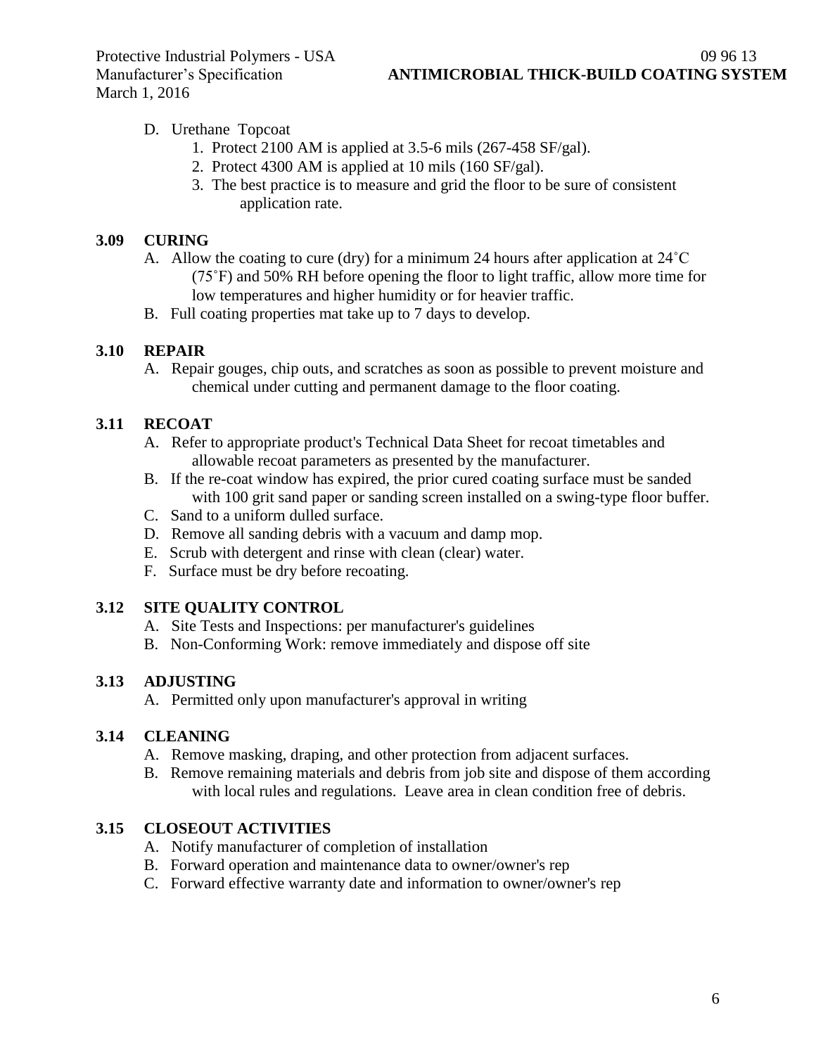D. Urethane Topcoat
   1. Protect 2100 AM is applied at 3.5-6 mils (267-458 SF/gal).
   2. Protect 4300 AM is applied at 10 mils (160 SF/gal).
   3. The best practice is to measure and grid the floor to be sure of consistent application rate.

### 3.09 CURING

A. Allow the coating to cure (dry) for a minimum 24 hours after application at 24˚C (75˚F) and 50% RH before opening the floor to light traffic, allow more time for low temperatures and higher humidity or for heavier traffic.

B. Full coating properties mat take up to 7 days to develop.

### 3.10 REPAIR

A. Repair gouges, chip outs, and scratches as soon as possible to prevent moisture and chemical under cutting and permanent damage to the floor coating.

### 3.11 RECOAT

A. Refer to appropriate product's Technical Data Sheet for recoat timetables and allowable recoat parameters as presented by the manufacturer.

B. If the re-coat window has expired, the prior cured coating surface must be sanded with 100 grit sand paper or sanding screen installed on a swing-type floor buffer.

C. Sand to a uniform dulled surface.

D. Remove all sanding debris with a vacuum and damp mop.

E. Scrub with detergent and rinse with clean (clear) water.

F. Surface must be dry before recoating.

### 3.12 SITE QUALITY CONTROL

A. Site Tests and Inspections: per manufacturer's guidelines

B. Non-Conforming Work: remove immediately and dispose off site

### 3.13 ADJUSTING

A. Permitted only upon manufacturer's approval in writing

### 3.14 CLEANING

A. Remove masking, draping, and other protection from adjacent surfaces.

B. Remove remaining materials and debris from job site and dispose of them according with local rules and regulations. Leave area in clean condition free of debris.

### 3.15 CLOSEOUT ACTIVITIES

A. Notify manufacturer of completion of installation

B. Forward operation and maintenance data to owner/owner's rep

C. Forward effective warranty date and information to owner/owner's rep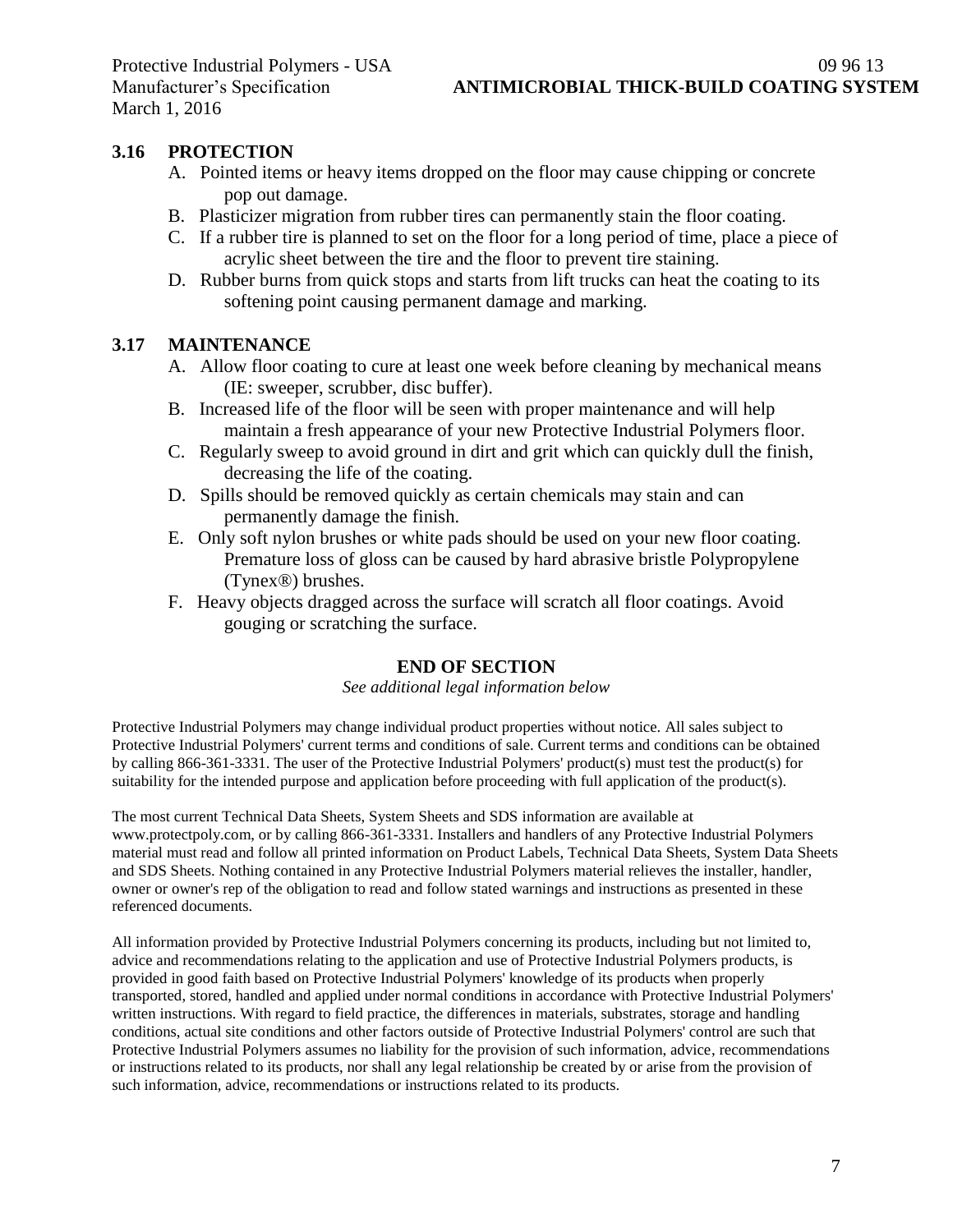### 3.16 PROTECTION

A. Pointed items or heavy items dropped on the floor may cause chipping or concrete pop out damage.

B. Plasticizer migration from rubber tires can permanently stain the floor coating.

C. If a rubber tire is planned to set on the floor for a long period of time, place a piece of acrylic sheet between the tire and the floor to prevent tire staining.

D. Rubber burns from quick stops and starts from lift trucks can heat the coating to its softening point causing permanent damage and marking.

### 3.17 MAINTENANCE

A. Allow floor coating to cure at least one week before cleaning by mechanical means (IE: sweeper, scrubber, disc buffer).

B. Increased life of the floor will be seen with proper maintenance and will help maintain a fresh appearance of your new Protective Industrial Polymers floor.

C. Regularly sweep to avoid ground in dirt and grit which can quickly dull the finish, decreasing the life of the coating.

D. Spills should be removed quickly as certain chemicals may stain and can permanently damage the finish.

E. Only soft nylon brushes or white pads should be used on your new floor coating. Premature loss of gloss can be caused by hard abrasive bristle Polypropylene (Tynex®) brushes.

F. Heavy objects dragged across the surface will scratch all floor coatings. Avoid gouging or scratching the surface.

**END OF SECTION**

*See additional legal information below*

Protective Industrial Polymers may change individual product properties without notice. All sales subject to Protective Industrial Polymers' current terms and conditions of sale. Current terms and conditions can be obtained by calling 866-361-3331. The user of the Protective Industrial Polymers' product(s) must test the product(s) for suitability for the intended purpose and application before proceeding with full application of the product(s).

The most current Technical Data Sheets, System Sheets and SDS information are available at www.protectpoly.com, or by calling 866-361-3331. Installers and handlers of any Protective Industrial Polymers material must read and follow all printed information on Product Labels, Technical Data Sheets, System Data Sheets and SDS Sheets. Nothing contained in any Protective Industrial Polymers material relieves the installer, handler, owner or owner's rep of the obligation to read and follow stated warnings and instructions as presented in these referenced documents.

All information provided by Protective Industrial Polymers concerning its products, including but not limited to, advice and recommendations relating to the application and use of Protective Industrial Polymers products, is provided in good faith based on Protective Industrial Polymers' knowledge of its products when properly transported, stored, handled and applied under normal conditions in accordance with Protective Industrial Polymers' written instructions. With regard to field practice, the differences in materials, substrates, storage and handling conditions, actual site conditions and other factors outside of Protective Industrial Polymers' control are such that Protective Industrial Polymers assumes no liability for the provision of such information, advice, recommendations or instructions related to its products, nor shall any legal relationship be created by or arise from the provision of such information, advice, recommendations or instructions related to its products.